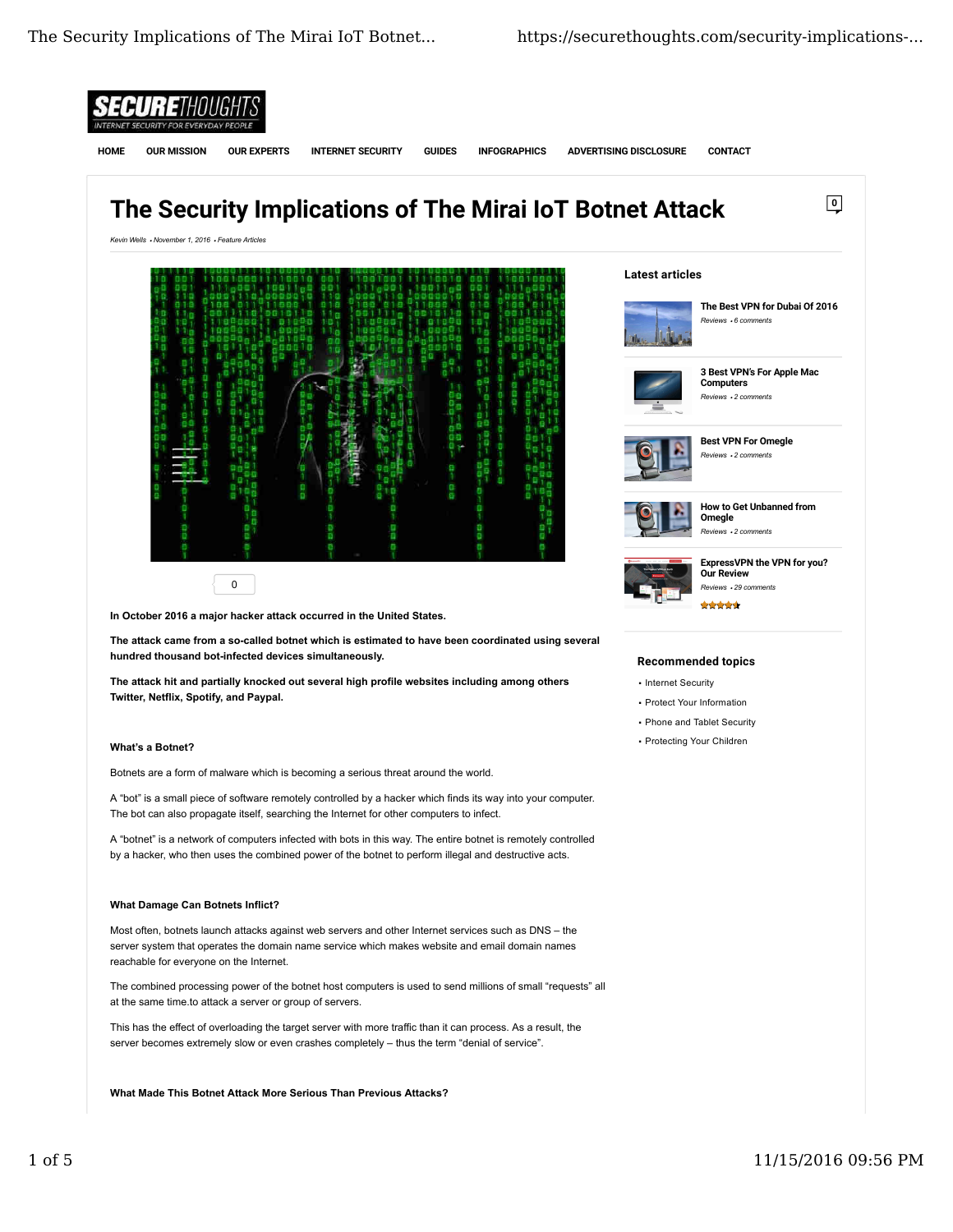SECURETHOUGHTS
INTERNET SECURITY FOR EVERYDAY PEOPLE

HOME OUR MISSION OUR EXPERTS INTERNET SECURITY GUIDES INFOGRAPHICS ADVERTISING DISCLOSURE CONTACT

# The Security Implications of The Mirai IoT Botnet Attack

*Kevin Wells • November 1, 2016 • Feature Articles*

0

**In October 2016 a major hacker attack occurred in the United States.**

**The attack came from a so-called botnet which is estimated to have been coordinated using several hundred thousand bot-infected devices simultaneously.**

**The attack hit and partially knocked out several high profile websites including among others Twitter, Netflix, Spotify, and Paypal.**

### What's a Botnet?

Botnets are a form of malware which is becoming a serious threat around the world.

A "bot" is a small piece of software remotely controlled by a hacker which finds its way into your computer. The bot can also propagate itself, searching the Internet for other computers to infect.

A "botnet" is a network of computers infected with bots in this way. The entire botnet is remotely controlled by a hacker, who then uses the combined power of the botnet to perform illegal and destructive acts.

### What Damage Can Botnets Inflict?

Most often, botnets launch attacks against web servers and other Internet services such as DNS – the server system that operates the domain name service which makes website and email domain names reachable for everyone on the Internet.

The combined processing power of the botnet host computers is used to send millions of small "requests" all at the same time.to attack a server or group of servers.

This has the effect of overloading the target server with more traffic than it can process. As a result, the server becomes extremely slow or even crashes completely – thus the term "denial of service".

### What Made This Botnet Attack More Serious Than Previous Attacks?

## Latest articles

**The Best VPN for Dubai Of 2016**
*Reviews • 6 comments*

**3 Best VPN's For Apple Mac Computers**
*Reviews • 2 comments*

**Best VPN For Omegle**
*Reviews • 2 comments*

**How to Get Unbanned from Omegle**
*Reviews • 2 comments*

**ExpressVPN the VPN for you? Our Review**
*Reviews • 29 comments*

## Recommended topics

- Internet Security
- Protect Your Information
- Phone and Tablet Security
- Protecting Your Children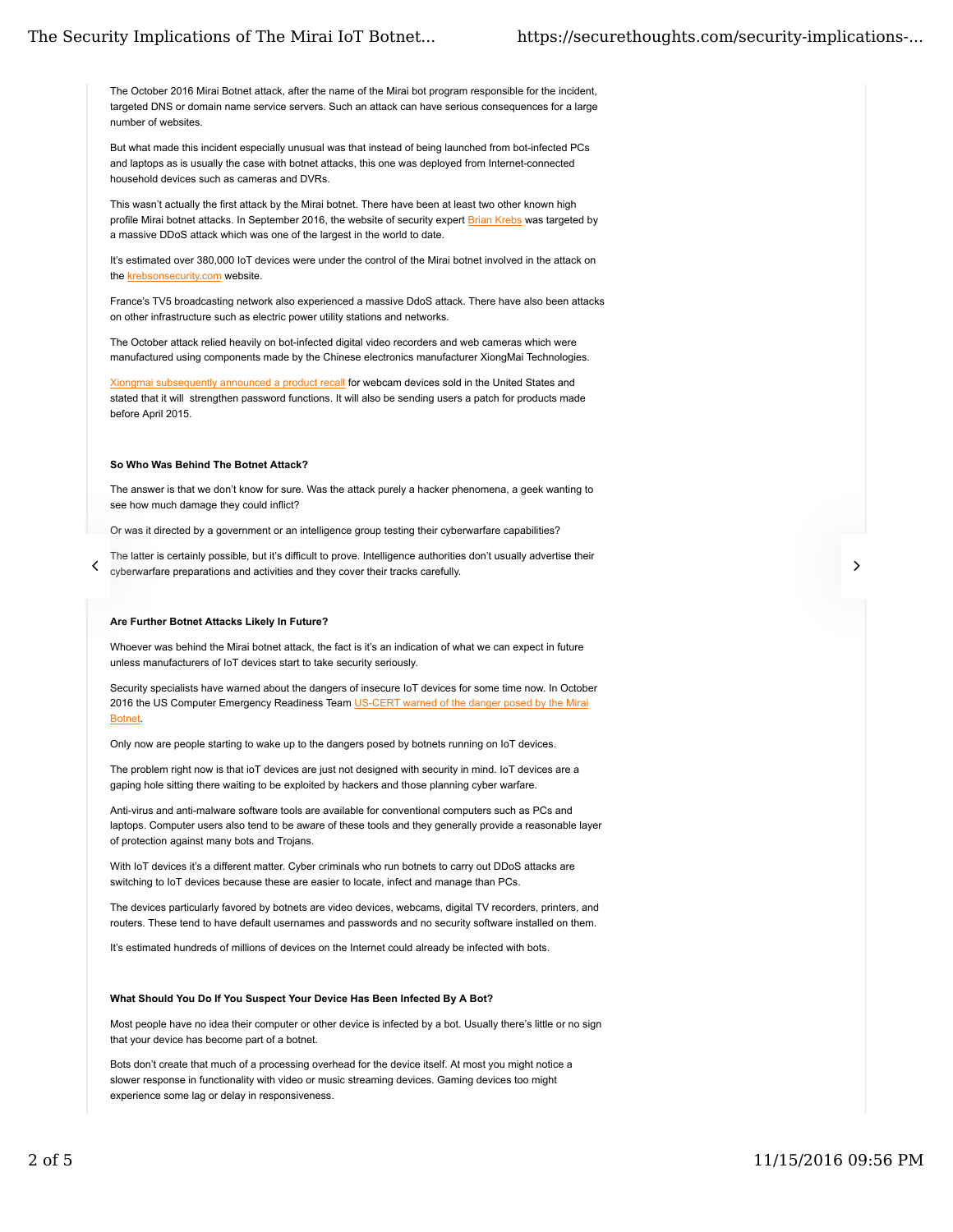The October 2016 Mirai Botnet attack, after the name of the Mirai bot program responsible for the incident, targeted DNS or domain name service servers. Such an attack can have serious consequences for a large number of websites.

But what made this incident especially unusual was that instead of being launched from bot-infected PCs and laptops as is usually the case with botnet attacks, this one was deployed from Internet-connected household devices such as cameras and DVRs.

This wasn't actually the first attack by the Mirai botnet. There have been at least two other known high profile Mirai botnet attacks. In September 2016, the website of security expert Brian Krebs was targeted by a massive DDoS attack which was one of the largest in the world to date.

It's estimated over 380,000 IoT devices were under the control of the Mirai botnet involved in the attack on the krebsonsecurity.com website.

France's TV5 broadcasting network also experienced a massive DdoS attack. There have also been attacks on other infrastructure such as electric power utility stations and networks.

The October attack relied heavily on bot-infected digital video recorders and web cameras which were manufactured using components made by the Chinese electronics manufacturer XiongMai Technologies.

Xiongmai subsequently announced a product recall for webcam devices sold in the United States and stated that it will strengthen password functions. It will also be sending users a patch for products made before April 2015.

**So Who Was Behind The Botnet Attack?**

The answer is that we don't know for sure. Was the attack purely a hacker phenomena, a geek wanting to see how much damage they could inflict?

Or was it directed by a government or an intelligence group testing their cyberwarfare capabilities?

The latter is certainly possible, but it's difficult to prove. Intelligence authorities don't usually advertise their cyberwarfare preparations and activities and they cover their tracks carefully.

**Are Further Botnet Attacks Likely In Future?**

Whoever was behind the Mirai botnet attack, the fact is it's an indication of what we can expect in future unless manufacturers of IoT devices start to take security seriously.

Security specialists have warned about the dangers of insecure IoT devices for some time now. In October 2016 the US Computer Emergency Readiness Team US-CERT warned of the danger posed by the Mirai Botnet.

Only now are people starting to wake up to the dangers posed by botnets running on IoT devices.

The problem right now is that ioT devices are just not designed with security in mind. IoT devices are a gaping hole sitting there waiting to be exploited by hackers and those planning cyber warfare.

Anti-virus and anti-malware software tools are available for conventional computers such as PCs and laptops. Computer users also tend to be aware of these tools and they generally provide a reasonable layer of protection against many bots and Trojans.

With IoT devices it's a different matter. Cyber criminals who run botnets to carry out DDoS attacks are switching to IoT devices because these are easier to locate, infect and manage than PCs.

The devices particularly favored by botnets are video devices, webcams, digital TV recorders, printers, and routers. These tend to have default usernames and passwords and no security software installed on them.

It's estimated hundreds of millions of devices on the Internet could already be infected with bots.

**What Should You Do If You Suspect Your Device Has Been Infected By A Bot?**

Most people have no idea their computer or other device is infected by a bot. Usually there's little or no sign that your device has become part of a botnet.

Bots don't create that much of a processing overhead for the device itself. At most you might notice a slower response in functionality with video or music streaming devices. Gaming devices too might experience some lag or delay in responsiveness.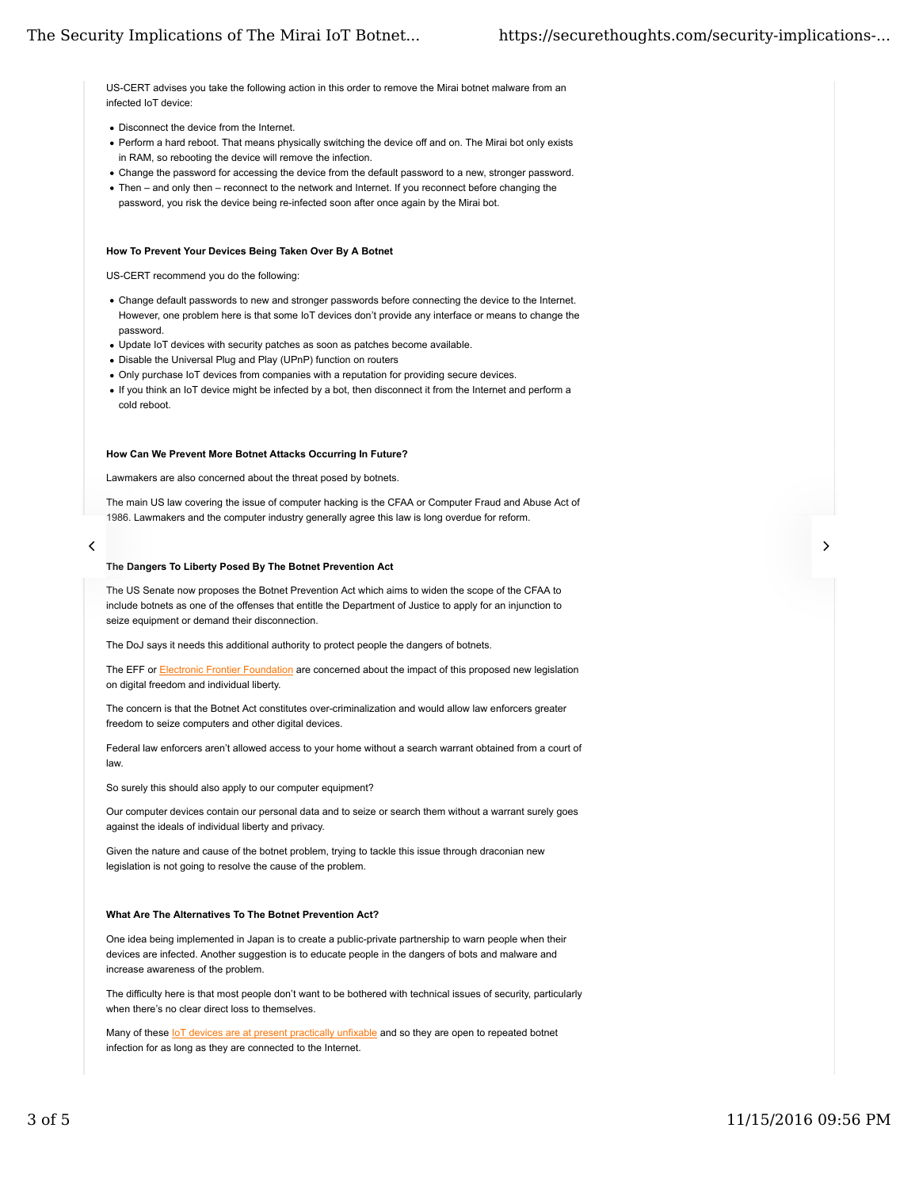US-CERT advises you take the following action in this order to remove the Mirai botnet malware from an infected IoT device:

- Disconnect the device from the Internet.
- Perform a hard reboot. That means physically switching the device off and on. The Mirai bot only exists in RAM, so rebooting the device will remove the infection.
- Change the password for accessing the device from the default password to a new, stronger password.
- Then – and only then – reconnect to the network and Internet. If you reconnect before changing the password, you risk the device being re-infected soon after once again by the Mirai bot.

### How To Prevent Your Devices Being Taken Over By A Botnet

US-CERT recommend you do the following:

- Change default passwords to new and stronger passwords before connecting the device to the Internet. However, one problem here is that some IoT devices don't provide any interface or means to change the password.
- Update IoT devices with security patches as soon as patches become available.
- Disable the Universal Plug and Play (UPnP) function on routers
- Only purchase IoT devices from companies with a reputation for providing secure devices.
- If you think an IoT device might be infected by a bot, then disconnect it from the Internet and perform a cold reboot.

### How Can We Prevent More Botnet Attacks Occurring In Future?

Lawmakers are also concerned about the threat posed by botnets.

The main US law covering the issue of computer hacking is the CFAA or Computer Fraud and Abuse Act of 1986. Lawmakers and the computer industry generally agree this law is long overdue for reform.

### The Dangers To Liberty Posed By The Botnet Prevention Act

The US Senate now proposes the Botnet Prevention Act which aims to widen the scope of the CFAA to include botnets as one of the offenses that entitle the Department of Justice to apply for an injunction to seize equipment or demand their disconnection.

The DoJ says it needs this additional authority to protect people the dangers of botnets.

The EFF or Electronic Frontier Foundation are concerned about the impact of this proposed new legislation on digital freedom and individual liberty.

The concern is that the Botnet Act constitutes over-criminalization and would allow law enforcers greater freedom to seize computers and other digital devices.

Federal law enforcers aren't allowed access to your home without a search warrant obtained from a court of law.

So surely this should also apply to our computer equipment?

Our computer devices contain our personal data and to seize or search them without a warrant surely goes against the ideals of individual liberty and privacy.

Given the nature and cause of the botnet problem, trying to tackle this issue through draconian new legislation is not going to resolve the cause of the problem.

### What Are The Alternatives To The Botnet Prevention Act?

One idea being implemented in Japan is to create a public-private partnership to warn people when their devices are infected. Another suggestion is to educate people in the dangers of bots and malware and increase awareness of the problem.

The difficulty here is that most people don't want to be bothered with technical issues of security, particularly when there's no clear direct loss to themselves.

Many of these IoT devices are at present practically unfixable and so they are open to repeated botnet infection for as long as they are connected to the Internet.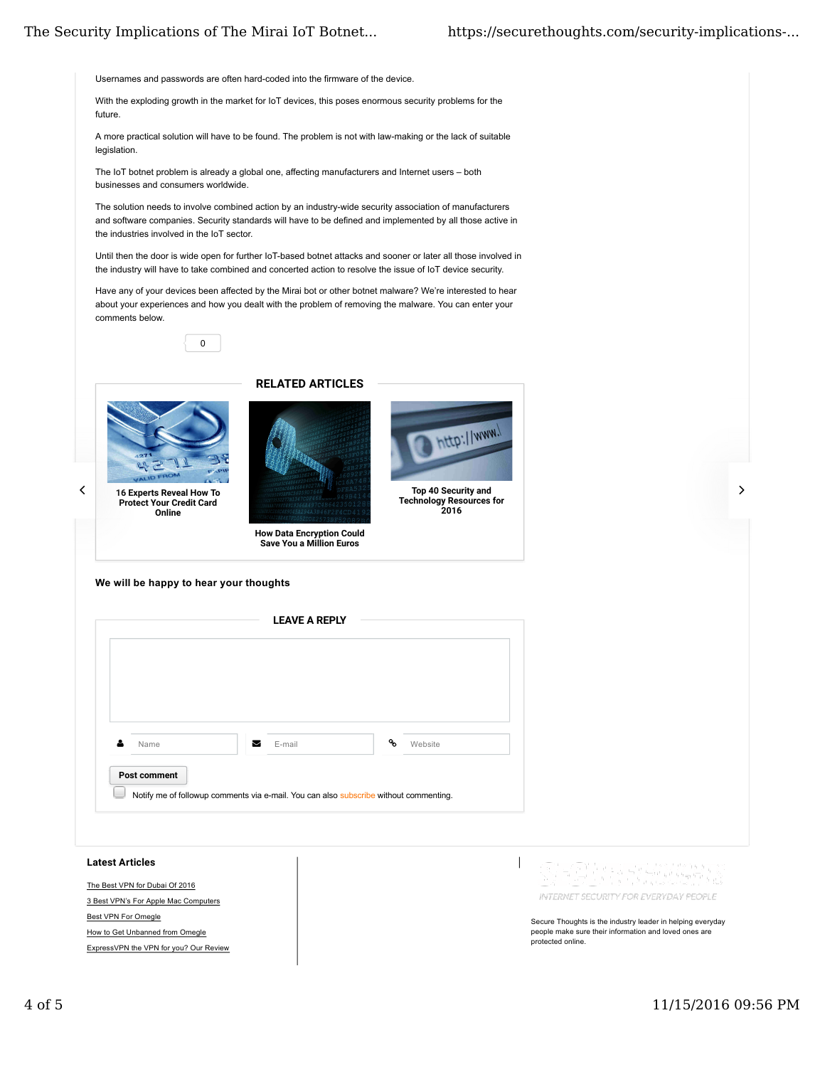Usernames and passwords are often hard-coded into the firmware of the device.

With the exploding growth in the market for IoT devices, this poses enormous security problems for the future.

A more practical solution will have to be found. The problem is not with law-making or the lack of suitable legislation.

The IoT botnet problem is already a global one, affecting manufacturers and Internet users – both businesses and consumers worldwide.

The solution needs to involve combined action by an industry-wide security association of manufacturers and software companies. Security standards will have to be defined and implemented by all those active in the industries involved in the IoT sector.

Until then the door is wide open for further IoT-based botnet attacks and sooner or later all those involved in the industry will have to take combined and concerted action to resolve the issue of IoT device security.

Have any of your devices been affected by the Mirai bot or other botnet malware? We're interested to hear about your experiences and how you dealt with the problem of removing the malware. You can enter your comments below.

0

## RELATED ARTICLES

**16 Experts Reveal How To Protect Your Credit Card Online**

**How Data Encryption Could Save You a Million Euros**

**Top 40 Security and Technology Resources for 2016**

**We will be happy to hear your thoughts**

## LEAVE A REPLY

Name

E-mail

Website

Post comment

Notify me of followup comments via e-mail. You can also subscribe without commenting.

### Latest Articles

- The Best VPN for Dubai Of 2016
- 3 Best VPN's For Apple Mac Computers
- Best VPN For Omegle
- How to Get Unbanned from Omegle
- ExpressVPN the VPN for you? Our Review

INTERNET SECURITY FOR EVERYDAY PEOPLE

Secure Thoughts is the industry leader in helping everyday people make sure their information and loved ones are protected online.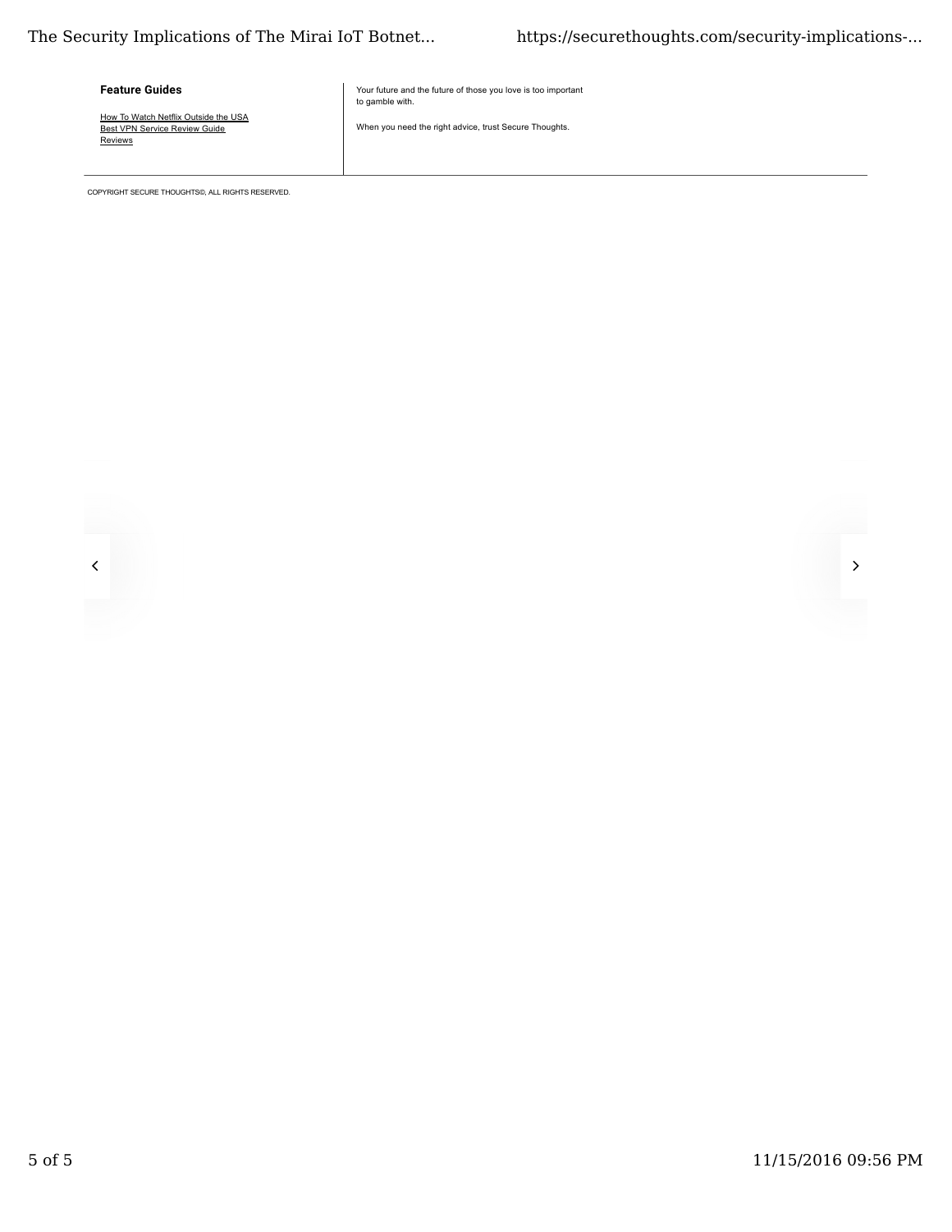### Feature Guides

How To Watch Netflix Outside the USA
Best VPN Service Review Guide
Reviews

Your future and the future of those you love is too important to gamble with.

When you need the right advice, trust Secure Thoughts.

COPYRIGHT SECURE THOUGHTS©, ALL RIGHTS RESERVED.